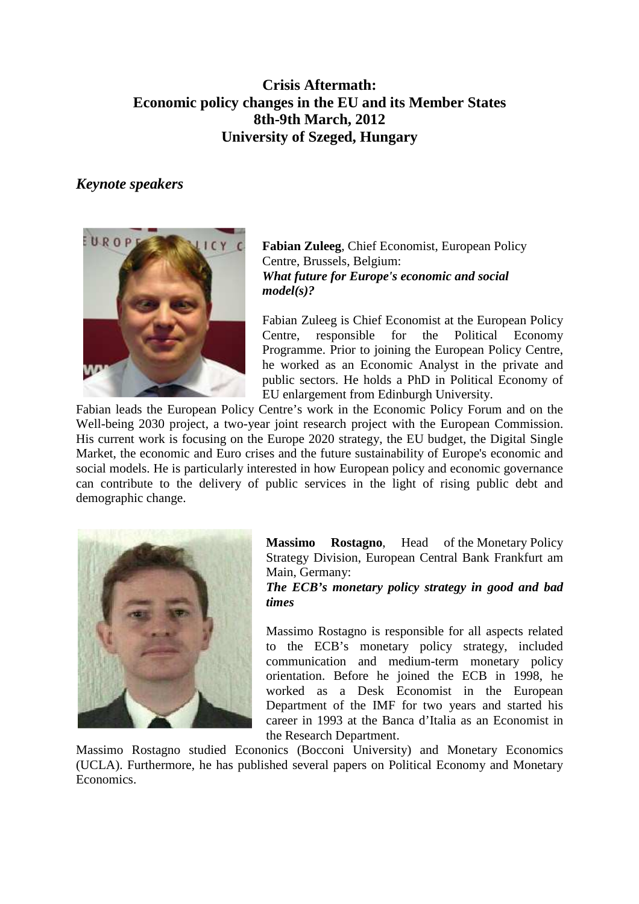# Crisis Aftermath:
# Economic policy changes in the EU and its Member States
# 8th-9th March, 2012
# University of Szeged, Hungary

## *Keynote speakers*

**Fabian Zuleeg**, Chief Economist, European Policy Centre, Brussels, Belgium:
***What future for Europe's economic and social model(s)?***

Fabian Zuleeg is Chief Economist at the European Policy Centre, responsible for the Political Economy Programme. Prior to joining the European Policy Centre, he worked as an Economic Analyst in the private and public sectors. He holds a PhD in Political Economy of EU enlargement from Edinburgh University.
Fabian leads the European Policy Centre's work in the Economic Policy Forum and on the Well-being 2030 project, a two-year joint research project with the European Commission. His current work is focusing on the Europe 2020 strategy, the EU budget, the Digital Single Market, the economic and Euro crises and the future sustainability of Europe's economic and social models. He is particularly interested in how European policy and economic governance can contribute to the delivery of public services in the light of rising public debt and demographic change.

**Massimo Rostagno**, Head of the Monetary Policy Strategy Division, European Central Bank Frankfurt am Main, Germany:
***The ECB's monetary policy strategy in good and bad times***

Massimo Rostagno is responsible for all aspects related to the ECB's monetary policy strategy, included communication and medium-term monetary policy orientation. Before he joined the ECB in 1998, he worked as a Desk Economist in the European Department of the IMF for two years and started his career in 1993 at the Banca d'Italia as an Economist in the Research Department.
Massimo Rostagno studied Econonics (Bocconi University) and Monetary Economics (UCLA). Furthermore, he has published several papers on Political Economy and Monetary Economics.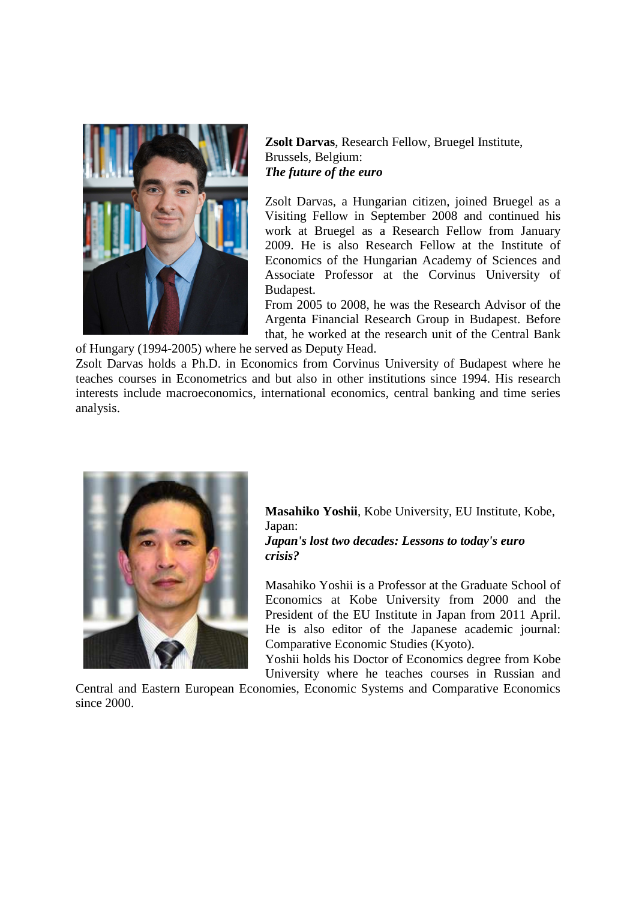**Zsolt Darvas**, Research Fellow, Bruegel Institute, Brussels, Belgium:
***The future of the euro***

Zsolt Darvas, a Hungarian citizen, joined Bruegel as a Visiting Fellow in September 2008 and continued his work at Bruegel as a Research Fellow from January 2009. He is also Research Fellow at the Institute of Economics of the Hungarian Academy of Sciences and Associate Professor at the Corvinus University of Budapest.

From 2005 to 2008, he was the Research Advisor of the Argenta Financial Research Group in Budapest. Before that, he worked at the research unit of the Central Bank of Hungary (1994-2005) where he served as Deputy Head.

Zsolt Darvas holds a Ph.D. in Economics from Corvinus University of Budapest where he teaches courses in Econometrics and but also in other institutions since 1994. His research interests include macroeconomics, international economics, central banking and time series analysis.

**Masahiko Yoshii**, Kobe University, EU Institute, Kobe, Japan:
***Japan's lost two decades: Lessons to today's euro crisis?***

Masahiko Yoshii is a Professor at the Graduate School of Economics at Kobe University from 2000 and the President of the EU Institute in Japan from 2011 April. He is also editor of the Japanese academic journal: Comparative Economic Studies (Kyoto).

Yoshii holds his Doctor of Economics degree from Kobe University where he teaches courses in Russian and Central and Eastern European Economies, Economic Systems and Comparative Economics since 2000.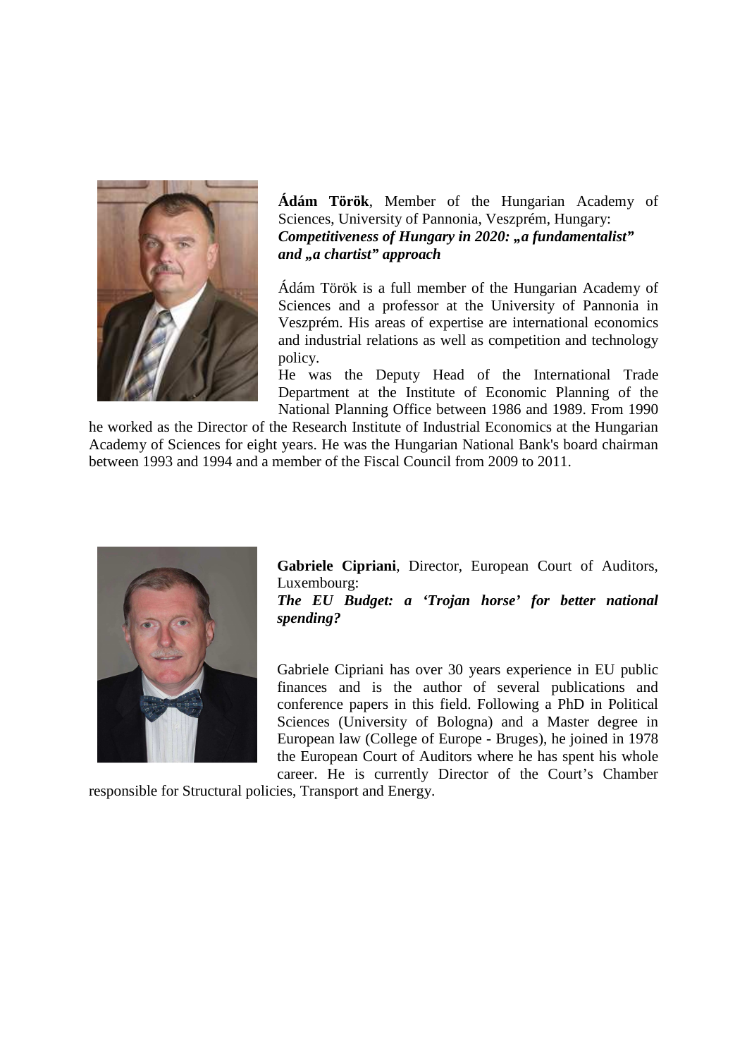**Ádám Török**, Member of the Hungarian Academy of Sciences, University of Pannonia, Veszprém, Hungary:
***Competitiveness of Hungary in 2020: „a fundamentalist" and „a chartist" approach***

Ádám Török is a full member of the Hungarian Academy of Sciences and a professor at the University of Pannonia in Veszprém. His areas of expertise are international economics and industrial relations as well as competition and technology policy.
He was the Deputy Head of the International Trade Department at the Institute of Economic Planning of the National Planning Office between 1986 and 1989. From 1990 he worked as the Director of the Research Institute of Industrial Economics at the Hungarian Academy of Sciences for eight years. He was the Hungarian National Bank's board chairman between 1993 and 1994 and a member of the Fiscal Council from 2009 to 2011.

**Gabriele Cipriani**, Director, European Court of Auditors, Luxembourg:
***The EU Budget: a 'Trojan horse' for better national spending?***

Gabriele Cipriani has over 30 years experience in EU public finances and is the author of several publications and conference papers in this field. Following a PhD in Political Sciences (University of Bologna) and a Master degree in European law (College of Europe - Bruges), he joined in 1978 the European Court of Auditors where he has spent his whole career. He is currently Director of the Court's Chamber responsible for Structural policies, Transport and Energy.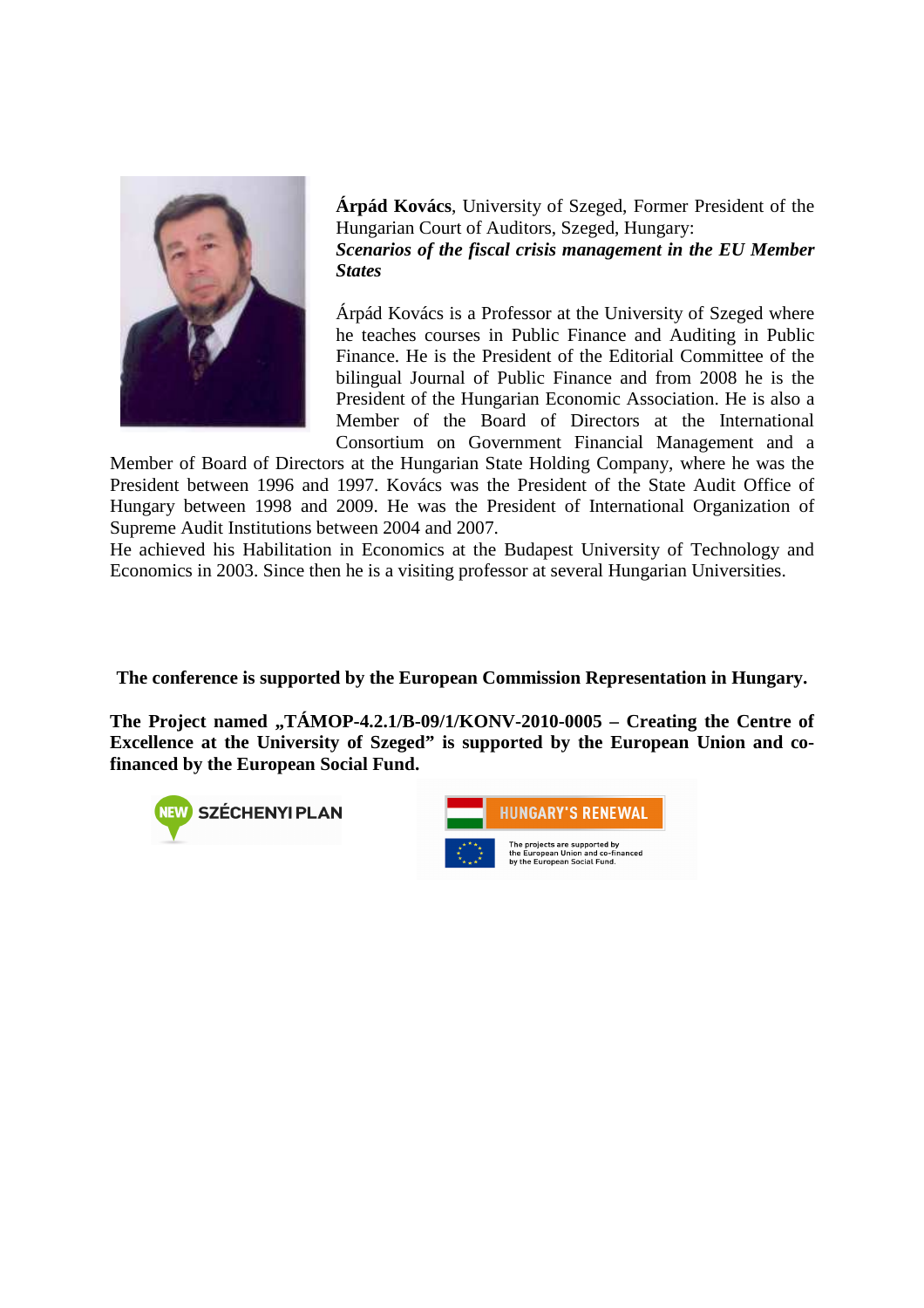**Árpád Kovács**, University of Szeged, Former President of the Hungarian Court of Auditors, Szeged, Hungary:
***Scenarios of the fiscal crisis management in the EU Member States***

Árpád Kovács is a Professor at the University of Szeged where he teaches courses in Public Finance and Auditing in Public Finance. He is the President of the Editorial Committee of the bilingual Journal of Public Finance and from 2008 he is the President of the Hungarian Economic Association. He is also a Member of the Board of Directors at the International Consortium on Government Financial Management and a Member of Board of Directors at the Hungarian State Holding Company, where he was the President between 1996 and 1997. Kovács was the President of the State Audit Office of Hungary between 1998 and 2009. He was the President of International Organization of Supreme Audit Institutions between 2004 and 2007.
He achieved his Habilitation in Economics at the Budapest University of Technology and Economics in 2003. Since then he is a visiting professor at several Hungarian Universities.

**The conference is supported by the European Commission Representation in Hungary.**

**The Project named „TÁMOP-4.2.1/B-09/1/KONV-2010-0005 – Creating the Centre of Excellence at the University of Szeged" is supported by the European Union and co-financed by the European Social Fund.**

NEW SZÉCHENYI PLAN

HUNGARY'S RENEWAL

The projects are supported by the European Union and co-financed by the European Social Fund.